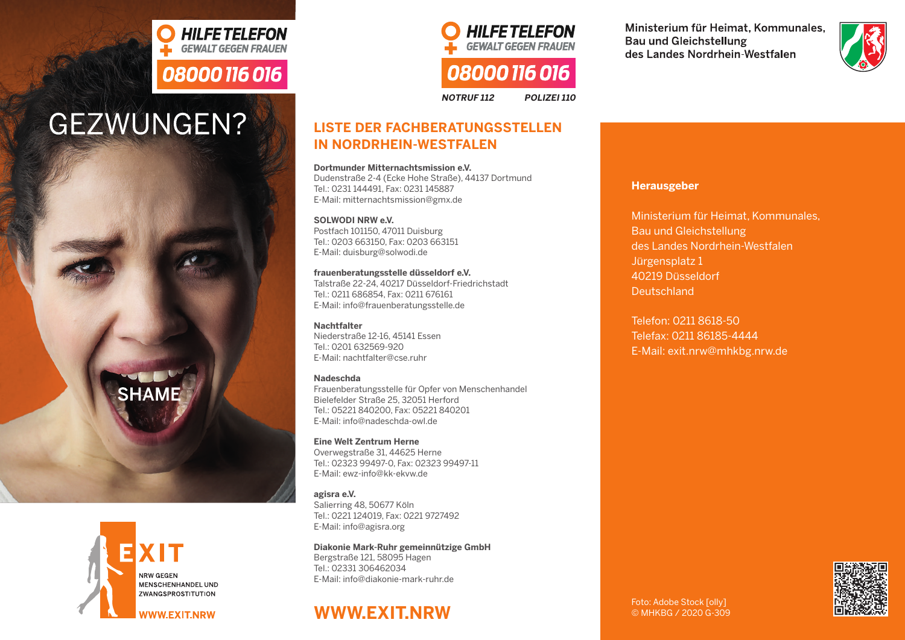**HILFETELEFON**
*GEWALT GEGEN FRAUEN*
**08000 116 016**

# GEZWUNGEN?

SHAME

**EXIT**
NRW GEGEN MENSCHENHANDEL UND ZWANGSPROSTITUTION
WWW.EXIT.NRW

**HILFETELEFON**
*GEWALT GEGEN FRAUEN*
**08000 116 016**

*NOTRUF 112* *POLIZEI 110*

## LISTE DER FACHBERATUNGSSTELLEN IN NORDRHEIN-WESTFALEN

**Dortmunder Mitternachtsmission e.V.**
Dudenstraße 2-4 (Ecke Hohe Straße), 44137 Dortmund
Tel.: 0231 144491, Fax: 0231 145887
E-Mail: mitternachtsmission@gmx.de

**SOLWODI NRW e.V.**
Postfach 101150, 47011 Duisburg
Tel.: 0203 663150, Fax: 0203 663151
E-Mail: duisburg@solwodi.de

**frauenberatungsstelle düsseldorf e.V.**
Talstraße 22-24, 40217 Düsseldorf-Friedrichstadt
Tel.: 0211 686854, Fax: 0211 676161
E-Mail: info@frauenberatungsstelle.de

**Nachtfalter**
Niederstraße 12-16, 45141 Essen
Tel.: 0201 632569-920
E-Mail: nachtfalter@cse.ruhr

**Nadeschda**
Frauenberatungsstelle für Opfer von Menschenhandel
Bielefelder Straße 25, 32051 Herford
Tel.: 05221 840200, Fax: 05221 840201
E-Mail: info@nadeschda-owl.de

**Eine Welt Zentrum Herne**
Overwegstraße 31, 44625 Herne
Tel.: 02323 99497-0, Fax: 02323 99497-11
E-Mail: ewz-info@kk-ekvw.de

**agisra e.V.**
Salierring 48, 50677 Köln
Tel.: 0221 124019, Fax: 0221 9727492
E-Mail: info@agisra.org

**Diakonie Mark-Ruhr gemeinnützige GmbH**
Bergstraße 121, 58095 Hagen
Tel.: 02331 306462034
E-Mail: info@diakonie-mark-ruhr.de

## WWW.EXIT.NRW

**Ministerium für Heimat, Kommunales, Bau und Gleichstellung des Landes Nordrhein-Westfalen**

**Herausgeber**

Ministerium für Heimat, Kommunales,
Bau und Gleichstellung
des Landes Nordrhein-Westfalen
Jürgensplatz 1
40219 Düsseldorf
Deutschland

Telefon: 0211 8618-50
Telefax: 0211 86185-4444
E-Mail: exit.nrw@mhkbg.nrw.de

Foto: Adobe Stock [olly]
© MHKBG / 2020 G-309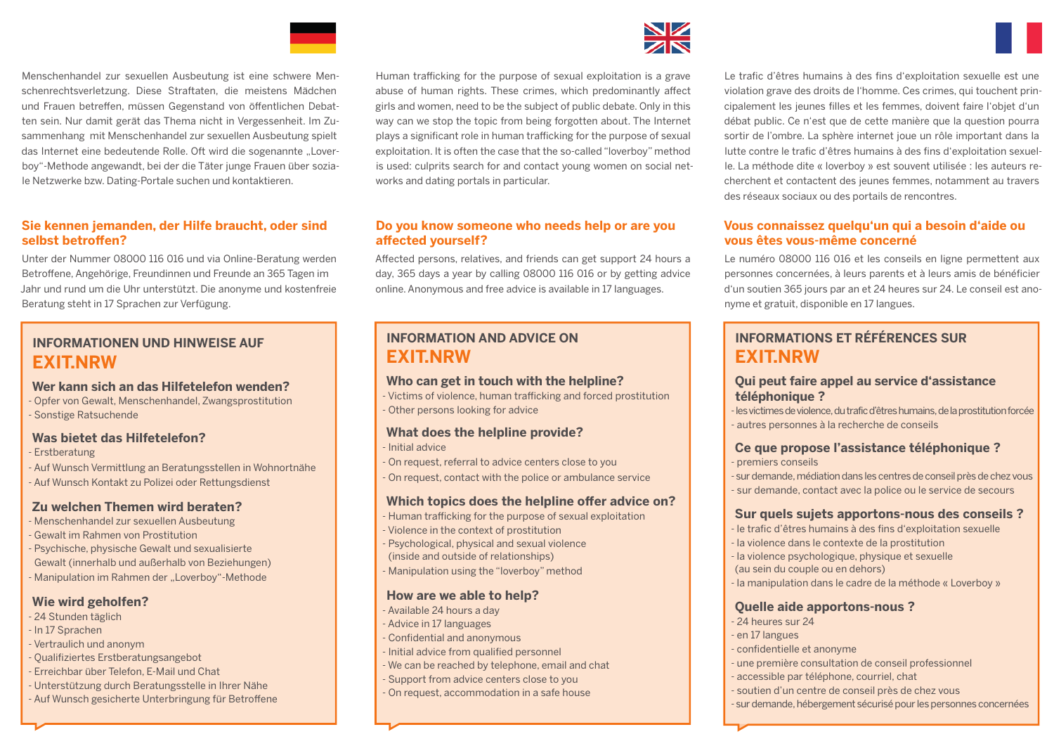Menschenhandel zur sexuellen Ausbeutung ist eine schwere Menschenrechtsverletzung. Diese Straftaten, die meistens Mädchen und Frauen betreffen, müssen Gegenstand von öffentlichen Debatten sein. Nur damit gerät das Thema nicht in Vergessenheit. Im Zusammenhang mit Menschenhandel zur sexuellen Ausbeutung spielt das Internet eine bedeutende Rolle. Oft wird die sogenannte „Loverboy"-Methode angewandt, bei der die Täter junge Frauen über soziale Netzwerke bzw. Dating-Portale suchen und kontaktieren.

## Sie kennen jemanden, der Hilfe braucht, oder sind selbst betroffen?

Unter der Nummer 08000 116 016 und via Online-Beratung werden Betroffene, Angehörige, Freundinnen und Freunde an 365 Tagen im Jahr und rund um die Uhr unterstützt. Die anonyme und kostenfreie Beratung steht in 17 Sprachen zur Verfügung.

## INFORMATIONEN UND HINWEISE AUF EXIT.NRW

### Wer kann sich an das Hilfetelefon wenden?

- Opfer von Gewalt, Menschenhandel, Zwangsprostitution
- Sonstige Ratsuchende

### Was bietet das Hilfetelefon?

- Erstberatung
- Auf Wunsch Vermittlung an Beratungsstellen in Wohnortnähe
- Auf Wunsch Kontakt zu Polizei oder Rettungsdienst

### Zu welchen Themen wird beraten?

- Menschenhandel zur sexuellen Ausbeutung
- Gewalt im Rahmen von Prostitution
- Psychische, physische Gewalt und sexualisierte Gewalt (innerhalb und außerhalb von Beziehungen)
- Manipulation im Rahmen der „Loverboy"-Methode

### Wie wird geholfen?

- 24 Stunden täglich
- In 17 Sprachen
- Vertraulich und anonym
- Qualifiziertes Erstberatungsangebot
- Erreichbar über Telefon, E-Mail und Chat
- Unterstützung durch Beratungsstelle in Ihrer Nähe
- Auf Wunsch gesicherte Unterbringung für Betroffene

Human trafficking for the purpose of sexual exploitation is a grave abuse of human rights. These crimes, which predominantly affect girls and women, need to be the subject of public debate. Only in this way can we stop the topic from being forgotten about. The Internet plays a significant role in human trafficking for the purpose of sexual exploitation. It is often the case that the so-called "loverboy" method is used: culprits search for and contact young women on social networks and dating portals in particular.

## Do you know someone who needs help or are you affected yourself?

Affected persons, relatives, and friends can get support 24 hours a day, 365 days a year by calling 08000 116 016 or by getting advice online. Anonymous and free advice is available in 17 languages.

## INFORMATION AND ADVICE ON EXIT.NRW

### Who can get in touch with the helpline?

- Victims of violence, human trafficking and forced prostitution
- Other persons looking for advice

### What does the helpline provide?

- Initial advice
- On request, referral to advice centers close to you
- On request, contact with the police or ambulance service

### Which topics does the helpline offer advice on?

- Human trafficking for the purpose of sexual exploitation
- Violence in the context of prostitution
- Psychological, physical and sexual violence (inside and outside of relationships)
- Manipulation using the "loverboy" method

### How are we able to help?

- Available 24 hours a day
- Advice in 17 languages
- Confidential and anonymous
- Initial advice from qualified personnel
- We can be reached by telephone, email and chat
- Support from advice centers close to you
- On request, accommodation in a safe house

Le trafic d'êtres humains à des fins d'exploitation sexuelle est une violation grave des droits de l'homme. Ces crimes, qui touchent principalement les jeunes filles et les femmes, doivent faire l'objet d'un débat public. Ce n'est que de cette manière que la question pourra sortir de l'ombre. La sphère internet joue un rôle important dans la lutte contre le trafic d'êtres humains à des fins d'exploitation sexuelle. La méthode dite « loverboy » est souvent utilisée : les auteurs recherchent et contactent des jeunes femmes, notamment au travers des réseaux sociaux ou des portails de rencontres.

## Vous connaissez quelqu'un qui a besoin d'aide ou vous êtes vous-même concerné

Le numéro 08000 116 016 et les conseils en ligne permettent aux personnes concernées, à leurs parents et à leurs amis de bénéficier d'un soutien 365 jours par an et 24 heures sur 24. Le conseil est anonyme et gratuit, disponible en 17 langues.

## INFORMATIONS ET RÉFÉRENCES SUR EXIT.NRW

### Qui peut faire appel au service d'assistance téléphonique ?

- les victimes de violence, du trafic d'êtres humains, de la prostitution forcée
- autres personnes à la recherche de conseils

### Ce que propose l'assistance téléphonique ?

- premiers conseils
- sur demande, médiation dans les centres de conseil près de chez vous
- sur demande, contact avec la police ou le service de secours

### Sur quels sujets apportons-nous des conseils ?

- le trafic d'êtres humains à des fins d'exploitation sexuelle
- la violence dans le contexte de la prostitution
- la violence psychologique, physique et sexuelle (au sein du couple ou en dehors)
- la manipulation dans le cadre de la méthode « Loverboy »

### Quelle aide apportons-nous ?

- 24 heures sur 24
- en 17 langues
- confidentielle et anonyme
- une première consultation de conseil professionnel
- accessible par téléphone, courriel, chat
- soutien d'un centre de conseil près de chez vous
- sur demande, hébergement sécurisé pour les personnes concernées